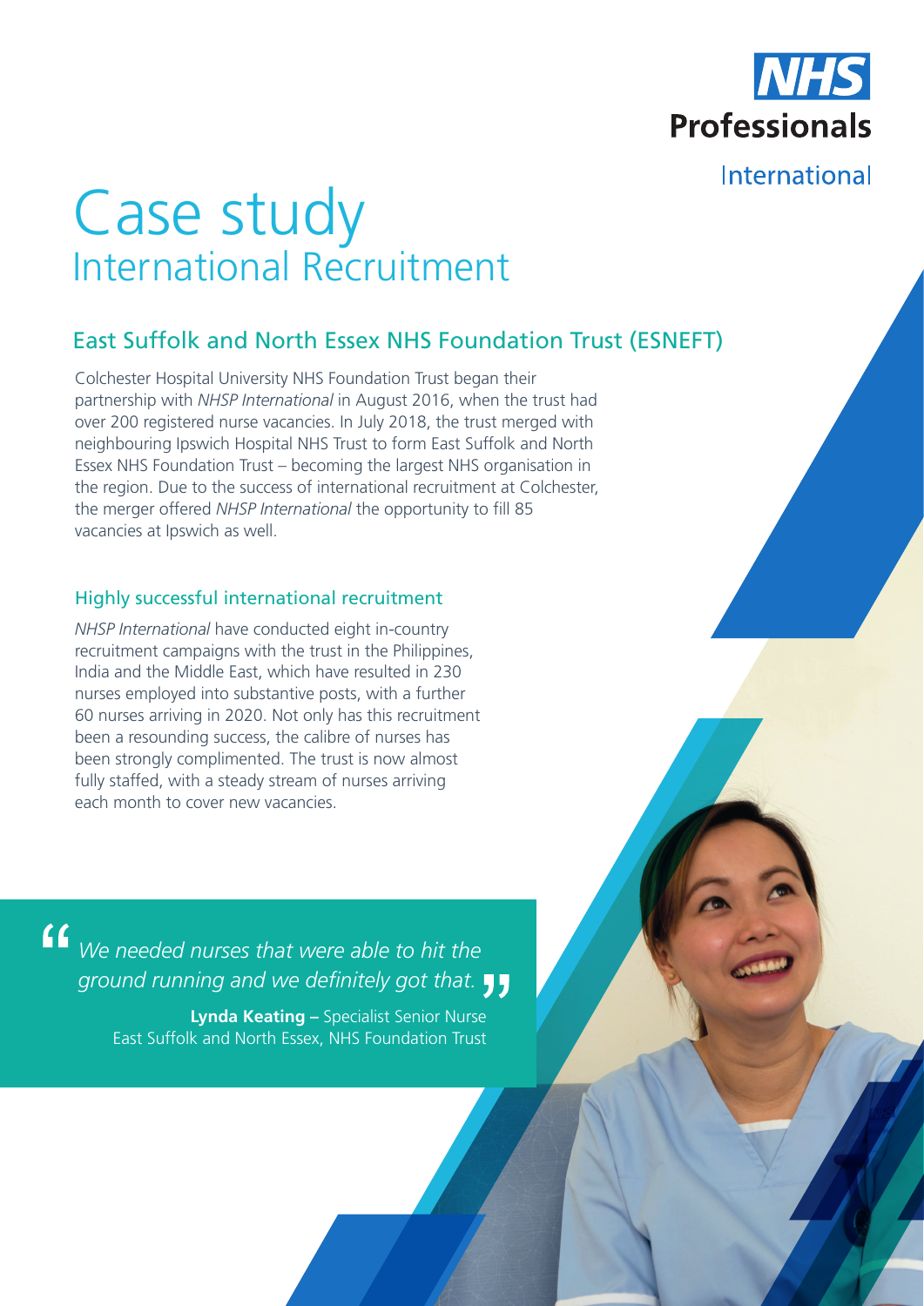NHS Professionals International

# Case study
## International Recruitment

### East Suffolk and North Essex NHS Foundation Trust (ESNEFT)

Colchester Hospital University NHS Foundation Trust began their partnership with *NHSP International* in August 2016, when the trust had over 200 registered nurse vacancies. In July 2018, the trust merged with neighbouring Ipswich Hospital NHS Trust to form East Suffolk and North Essex NHS Foundation Trust – becoming the largest NHS organisation in the region. Due to the success of international recruitment at Colchester, the merger offered *NHSP International* the opportunity to fill 85 vacancies at Ipswich as well.

#### Highly successful international recruitment

*NHSP International* have conducted eight in-country recruitment campaigns with the trust in the Philippines, India and the Middle East, which have resulted in 230 nurses employed into substantive posts, with a further 60 nurses arriving in 2020. Not only has this recruitment been a resounding success, the calibre of nurses has been strongly complimented. The trust is now almost fully staffed, with a steady stream of nurses arriving each month to cover new vacancies.

> *"We needed nurses that were able to hit the ground running and we definitely got that."*
>
> **Lynda Keating –** Specialist Senior Nurse
> East Suffolk and North Essex, NHS Foundation Trust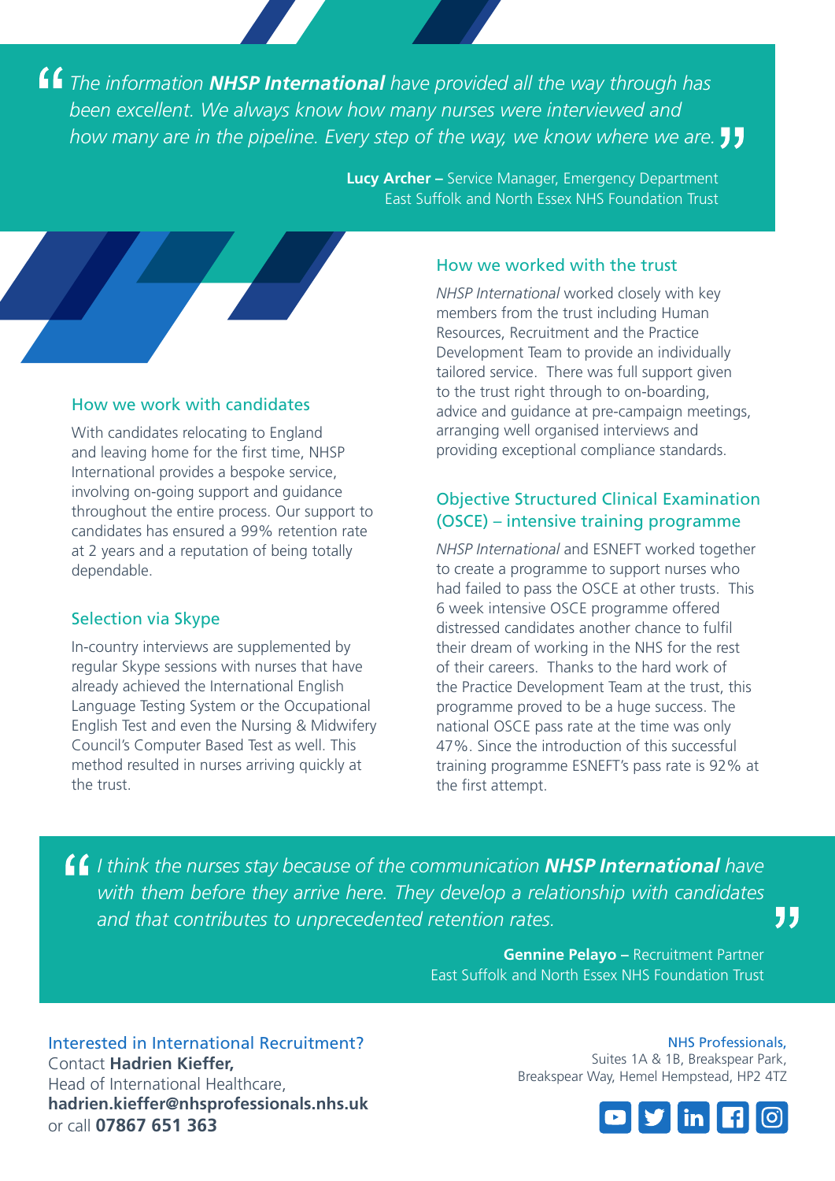> *The information **NHSP International** have provided all the way through has been excellent. We always know how many nurses were interviewed and how many are in the pipeline. Every step of the way, we know where we are.*

**Lucy Archer –** Service Manager, Emergency Department
East Suffolk and North Essex NHS Foundation Trust

## How we work with candidates

With candidates relocating to England and leaving home for the first time, NHSP International provides a bespoke service, involving on-going support and guidance throughout the entire process. Our support to candidates has ensured a 99% retention rate at 2 years and a reputation of being totally dependable.

## Selection via Skype

In-country interviews are supplemented by regular Skype sessions with nurses that have already achieved the International English Language Testing System or the Occupational English Test and even the Nursing & Midwifery Council's Computer Based Test as well. This method resulted in nurses arriving quickly at the trust.

## How we worked with the trust

*NHSP International* worked closely with key members from the trust including Human Resources, Recruitment and the Practice Development Team to provide an individually tailored service. There was full support given to the trust right through to on-boarding, advice and guidance at pre-campaign meetings, arranging well organised interviews and providing exceptional compliance standards.

## Objective Structured Clinical Examination (OSCE) – intensive training programme

*NHSP International* and ESNEFT worked together to create a programme to support nurses who had failed to pass the OSCE at other trusts. This 6 week intensive OSCE programme offered distressed candidates another chance to fulfil their dream of working in the NHS for the rest of their careers. Thanks to the hard work of the Practice Development Team at the trust, this programme proved to be a huge success. The national OSCE pass rate at the time was only 47%. Since the introduction of this successful training programme ESNEFT's pass rate is 92% at the first attempt.

> *I think the nurses stay because of the communication **NHSP International** have with them before they arrive here. They develop a relationship with candidates and that contributes to unprecedented retention rates.*

**Gennine Pelayo –** Recruitment Partner
East Suffolk and North Essex NHS Foundation Trust

### Interested in International Recruitment?

Contact **Hadrien Kieffer,**
Head of International Healthcare,
**hadrien.kieffer@nhsprofessionals.nhs.uk**
or call **07867 651 363**

NHS Professionals,
Suites 1A & 1B, Breakspear Park,
Breakspear Way, Hemel Hempstead, HP2 4TZ